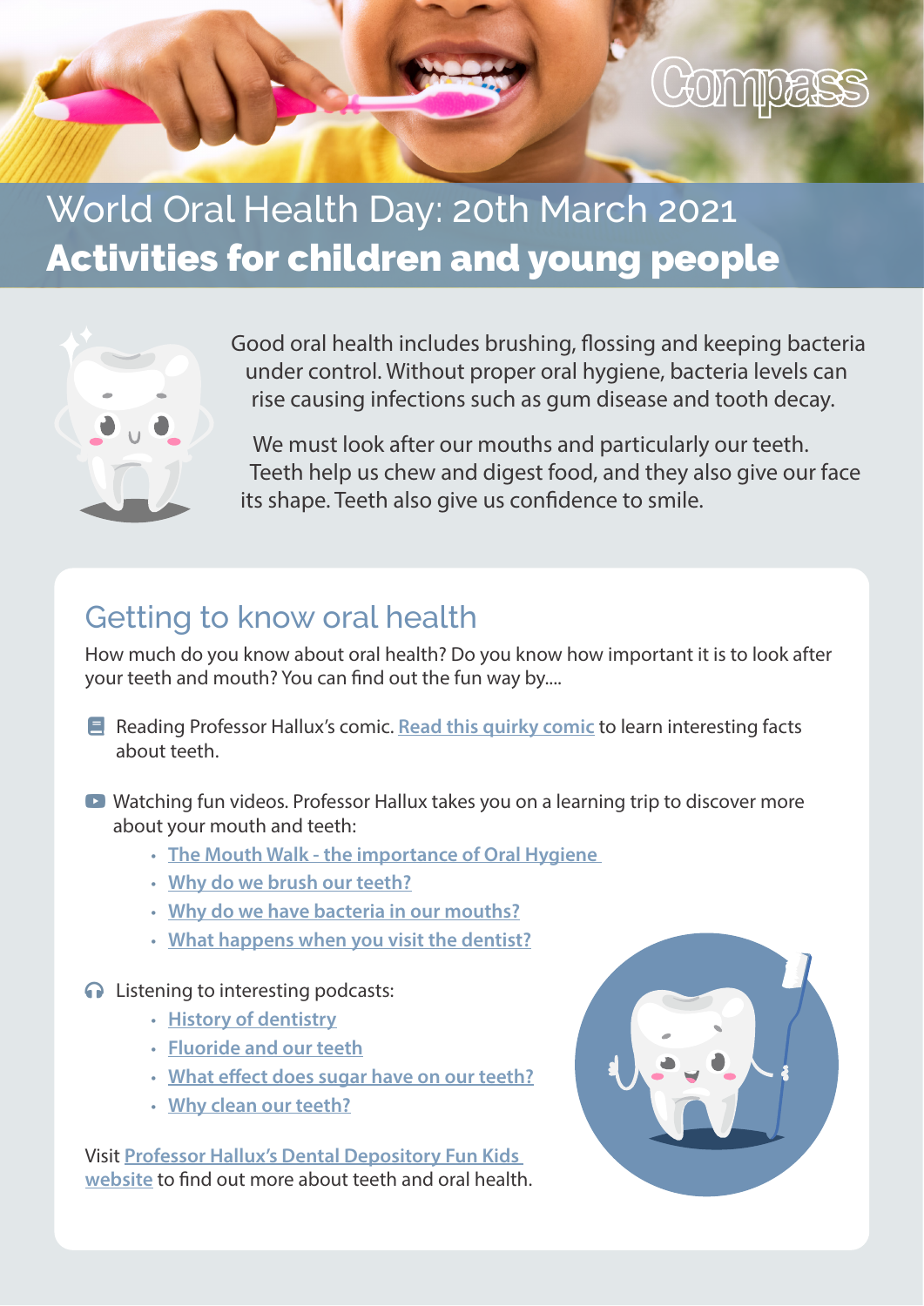Compass

# World Oral Health Day: 20th March 2021
## **Activities for children and young people**

Good oral health includes brushing, flossing and keeping bacteria under control. Without proper oral hygiene, bacteria levels can rise causing infections such as gum disease and tooth decay.

We must look after our mouths and particularly our teeth. Teeth help us chew and digest food, and they also give our face its shape. Teeth also give us confidence to smile.

## Getting to know oral health

How much do you know about oral health? Do you know how important it is to look after your teeth and mouth? You can find out the fun way by....

Reading Professor Hallux's comic. Read this quirky comic to learn interesting facts about teeth.

Watching fun videos. Professor Hallux takes you on a learning trip to discover more about your mouth and teeth:

- The Mouth Walk - the importance of Oral Hygiene
- Why do we brush our teeth?
- Why do we have bacteria in our mouths?
- What happens when you visit the dentist?

Listening to interesting podcasts:

- History of dentistry
- Fluoride and our teeth
- What effect does sugar have on our teeth?
- Why clean our teeth?

Visit Professor Hallux's Dental Depository Fun Kids website to find out more about teeth and oral health.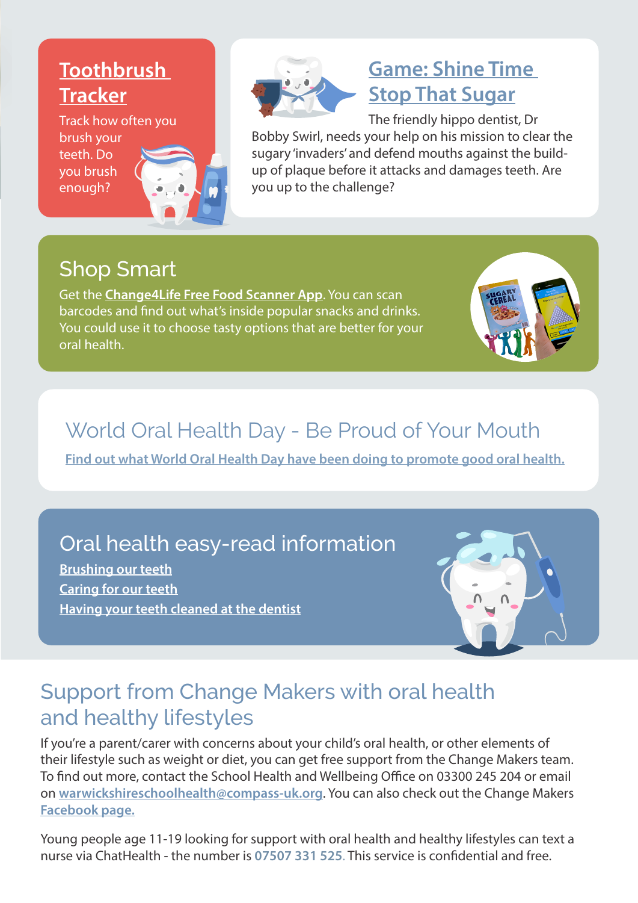## Toothbrush Tracker

Track how often you brush your teeth. Do you brush enough?

## Game: Shine Time Stop That Sugar

The friendly hippo dentist, Dr Bobby Swirl, needs your help on his mission to clear the sugary 'invaders' and defend mouths against the build-up of plaque before it attacks and damages teeth. Are you up to the challenge?

## Shop Smart

Get the **Change4Life Free Food Scanner App**. You can scan barcodes and find out what's inside popular snacks and drinks. You could use it to choose tasty options that are better for your oral health.

## World Oral Health Day - Be Proud of Your Mouth

**Find out what World Oral Health Day have been doing to promote good oral health.**

## Oral health easy-read information

**Brushing our teeth**

**Caring for our teeth**

**Having your teeth cleaned at the dentist**

## Support from Change Makers with oral health and healthy lifestyles

If you're a parent/carer with concerns about your child's oral health, or other elements of their lifestyle such as weight or diet, you can get free support from the Change Makers team. To find out more, contact the School Health and Wellbeing Office on 03300 245 204 or email on **warwickshireschoolhealth@compass-uk.org**. You can also check out the Change Makers **Facebook page.**

Young people age 11-19 looking for support with oral health and healthy lifestyles can text a nurse via ChatHealth - the number is **07507 331 525**. This service is confidential and free.